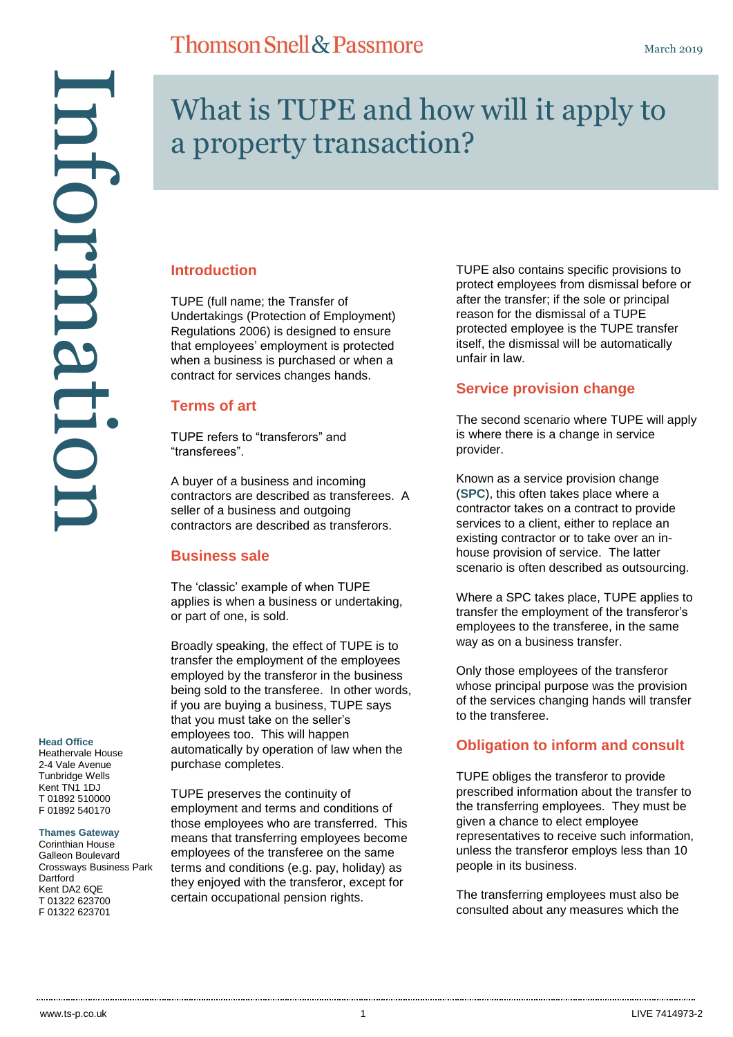Thomson Snell & Passmore

March 2019

# What is TUPE and how will it apply to a property transaction?

Information

## Introduction

TUPE (full name; the Transfer of Undertakings (Protection of Employment) Regulations 2006) is designed to ensure that employees' employment is protected when a business is purchased or when a contract for services changes hands.

## Terms of art

TUPE refers to "transferors" and "transferees".

A buyer of a business and incoming contractors are described as transferees. A seller of a business and outgoing contractors are described as transferors.

## Business sale

The 'classic' example of when TUPE applies is when a business or undertaking, or part of one, is sold.

Broadly speaking, the effect of TUPE is to transfer the employment of the employees employed by the transferor in the business being sold to the transferee. In other words, if you are buying a business, TUPE says that you must take on the seller's employees too. This will happen automatically by operation of law when the purchase completes.

TUPE preserves the continuity of employment and terms and conditions of those employees who are transferred. This means that transferring employees become employees of the transferee on the same terms and conditions (e.g. pay, holiday) as they enjoyed with the transferor, except for certain occupational pension rights.

TUPE also contains specific provisions to protect employees from dismissal before or after the transfer; if the sole or principal reason for the dismissal of a TUPE protected employee is the TUPE transfer itself, the dismissal will be automatically unfair in law.

## Service provision change

The second scenario where TUPE will apply is where there is a change in service provider.

Known as a service provision change (**SPC**), this often takes place where a contractor takes on a contract to provide services to a client, either to replace an existing contractor or to take over an in-house provision of service. The latter scenario is often described as outsourcing.

Where a SPC takes place, TUPE applies to transfer the employment of the transferor's employees to the transferee, in the same way as on a business transfer.

Only those employees of the transferor whose principal purpose was the provision of the services changing hands will transfer to the transferee.

## Obligation to inform and consult

TUPE obliges the transferor to provide prescribed information about the transfer to the transferring employees. They must be given a chance to elect employee representatives to receive such information, unless the transferor employs less than 10 people in its business.

The transferring employees must also be consulted about any measures which the

**Head Office**
Heathervale House
2-4 Vale Avenue
Tunbridge Wells
Kent TN1 1DJ
T 01892 510000
F 01892 540170

**Thames Gateway**
Corinthian House
Galleon Boulevard
Crossways Business Park
Dartford
Kent DA2 6QE
T 01322 623700
F 01322 623701

www.ts-p.co.uk

LIVE 7414973-2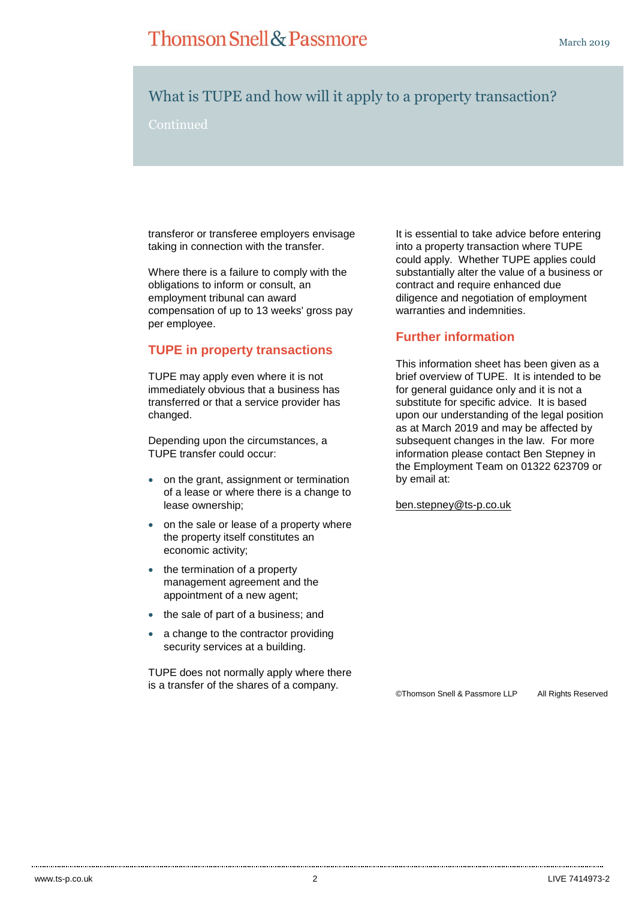transferor or transferee employers envisage taking in connection with the transfer.

Where there is a failure to comply with the obligations to inform or consult, an employment tribunal can award compensation of up to 13 weeks' gross pay per employee.

## TUPE in property transactions

TUPE may apply even where it is not immediately obvious that a business has transferred or that a service provider has changed.

Depending upon the circumstances, a TUPE transfer could occur:

- on the grant, assignment or termination of a lease or where there is a change to lease ownership;
- on the sale or lease of a property where the property itself constitutes an economic activity;
- the termination of a property management agreement and the appointment of a new agent;
- the sale of part of a business; and
- a change to the contractor providing security services at a building.

TUPE does not normally apply where there is a transfer of the shares of a company.

It is essential to take advice before entering into a property transaction where TUPE could apply. Whether TUPE applies could substantially alter the value of a business or contract and require enhanced due diligence and negotiation of employment warranties and indemnities.

## Further information

This information sheet has been given as a brief overview of TUPE. It is intended to be for general guidance only and it is not a substitute for specific advice. It is based upon our understanding of the legal position as at March 2019 and may be affected by subsequent changes in the law. For more information please contact Ben Stepney in the Employment Team on 01322 623709 or by email at:

ben.stepney@ts-p.co.uk

©Thomson Snell & Passmore LLP All Rights Reserved